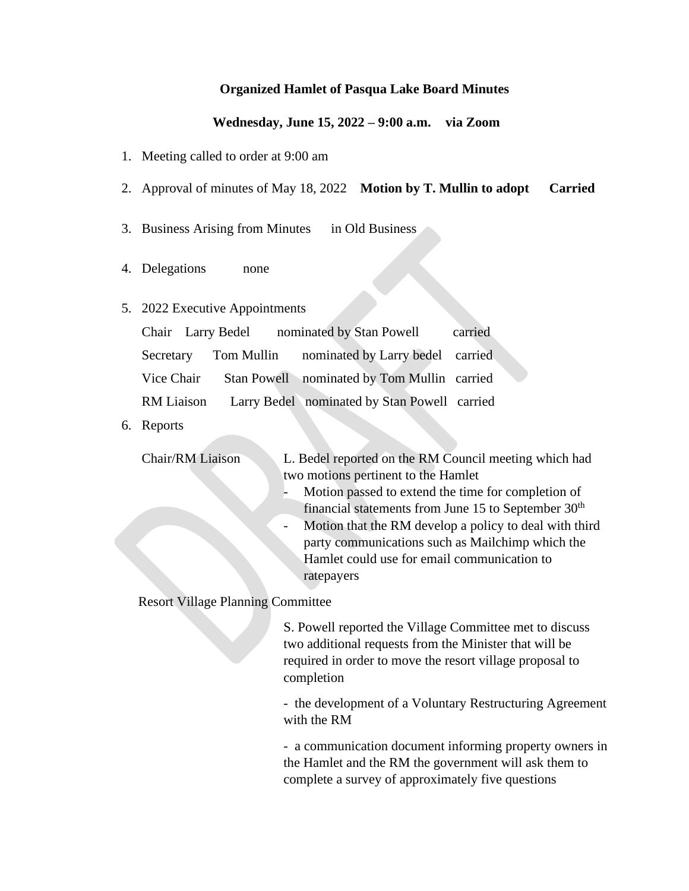**Organized Hamlet of Pasqua Lake Board Minutes**

**Wednesday, June 15, 2022 – 9:00 a.m. via Zoom**

1. Meeting called to order at 9:00 am
2. Approval of minutes of May 18, 2022 **Motion by T. Mullin to adopt Carried**
3. Business Arising from Minutes in Old Business
4. Delegations none
5. 2022 Executive Appointments

   Chair Larry Bedel nominated by Stan Powell carried

   Secretary Tom Mullin nominated by Larry bedel carried

   Vice Chair Stan Powell nominated by Tom Mullin carried

   RM Liaison Larry Bedel nominated by Stan Powell carried

6. Reports

   Chair/RM Liaison

   L. Bedel reported on the RM Council meeting which had two motions pertinent to the Hamlet

   - Motion passed to extend the time for completion of financial statements from June 15 to September 30th
   - Motion that the RM develop a policy to deal with third party communications such as Mailchimp which the Hamlet could use for email communication to ratepayers

   Resort Village Planning Committee

   S. Powell reported the Village Committee met to discuss two additional requests from the Minister that will be required in order to move the resort village proposal to completion

   - the development of a Voluntary Restructuring Agreement with the RM

   - a communication document informing property owners in the Hamlet and the RM the government will ask them to complete a survey of approximately five questions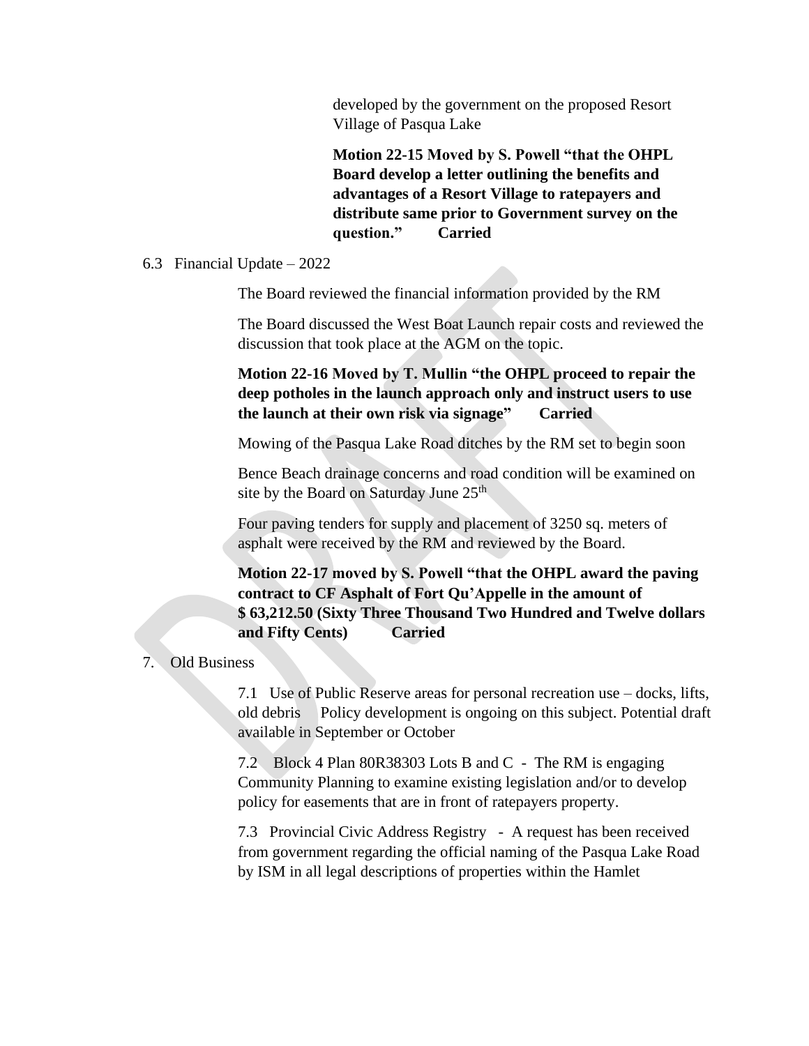developed by the government on the proposed Resort Village of Pasqua Lake

**Motion 22-15 Moved by S. Powell "that the OHPL Board develop a letter outlining the benefits and advantages of a Resort Village to ratepayers and distribute same prior to Government survey on the question." Carried**

6.3 Financial Update – 2022

The Board reviewed the financial information provided by the RM

The Board discussed the West Boat Launch repair costs and reviewed the discussion that took place at the AGM on the topic.

**Motion 22-16 Moved by T. Mullin "the OHPL proceed to repair the deep potholes in the launch approach only and instruct users to use the launch at their own risk via signage" Carried**

Mowing of the Pasqua Lake Road ditches by the RM set to begin soon

Bence Beach drainage concerns and road condition will be examined on site by the Board on Saturday June 25th

Four paving tenders for supply and placement of 3250 sq. meters of asphalt were received by the RM and reviewed by the Board.

**Motion 22-17 moved by S. Powell "that the OHPL award the paving contract to CF Asphalt of Fort Qu'Appelle in the amount of $ 63,212.50 (Sixty Three Thousand Two Hundred and Twelve dollars and Fifty Cents) Carried**

7. Old Business

7.1 Use of Public Reserve areas for personal recreation use – docks, lifts, old debris Policy development is ongoing on this subject. Potential draft available in September or October

7.2 Block 4 Plan 80R38303 Lots B and C - The RM is engaging Community Planning to examine existing legislation and/or to develop policy for easements that are in front of ratepayers property.

7.3 Provincial Civic Address Registry - A request has been received from government regarding the official naming of the Pasqua Lake Road by ISM in all legal descriptions of properties within the Hamlet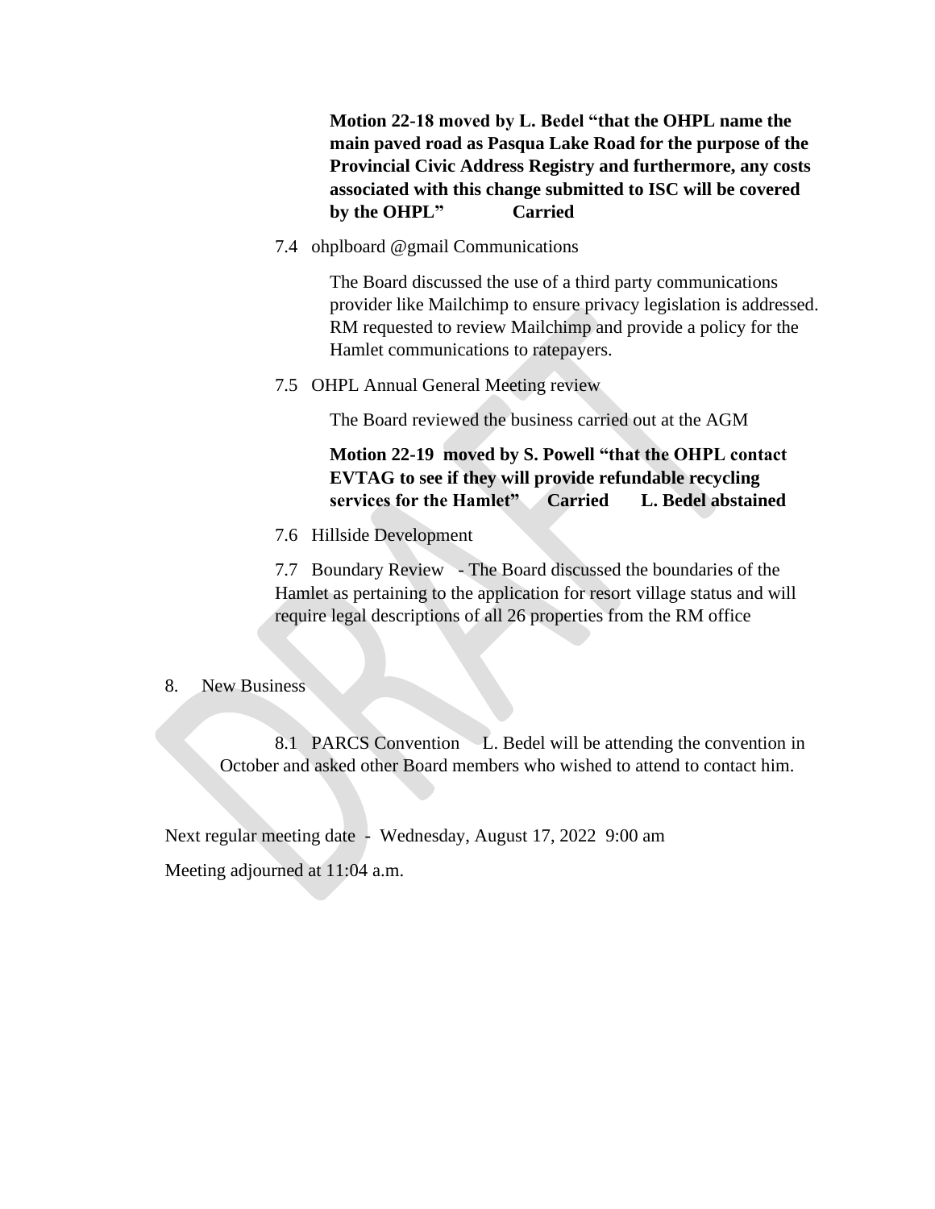**Motion 22-18 moved by L. Bedel "that the OHPL name the main paved road as Pasqua Lake Road for the purpose of the Provincial Civic Address Registry and furthermore, any costs associated with this change submitted to ISC will be covered by the OHPL" Carried**

7.4 ohplboard @gmail Communications

The Board discussed the use of a third party communications provider like Mailchimp to ensure privacy legislation is addressed. RM requested to review Mailchimp and provide a policy for the Hamlet communications to ratepayers.

7.5 OHPL Annual General Meeting review

The Board reviewed the business carried out at the AGM

**Motion 22-19 moved by S. Powell "that the OHPL contact EVTAG to see if they will provide refundable recycling services for the Hamlet" Carried L. Bedel abstained**

7.6 Hillside Development

7.7 Boundary Review - The Board discussed the boundaries of the Hamlet as pertaining to the application for resort village status and will require legal descriptions of all 26 properties from the RM office

8. New Business

8.1 PARCS Convention L. Bedel will be attending the convention in October and asked other Board members who wished to attend to contact him.

Next regular meeting date - Wednesday, August 17, 2022 9:00 am

Meeting adjourned at 11:04 a.m.